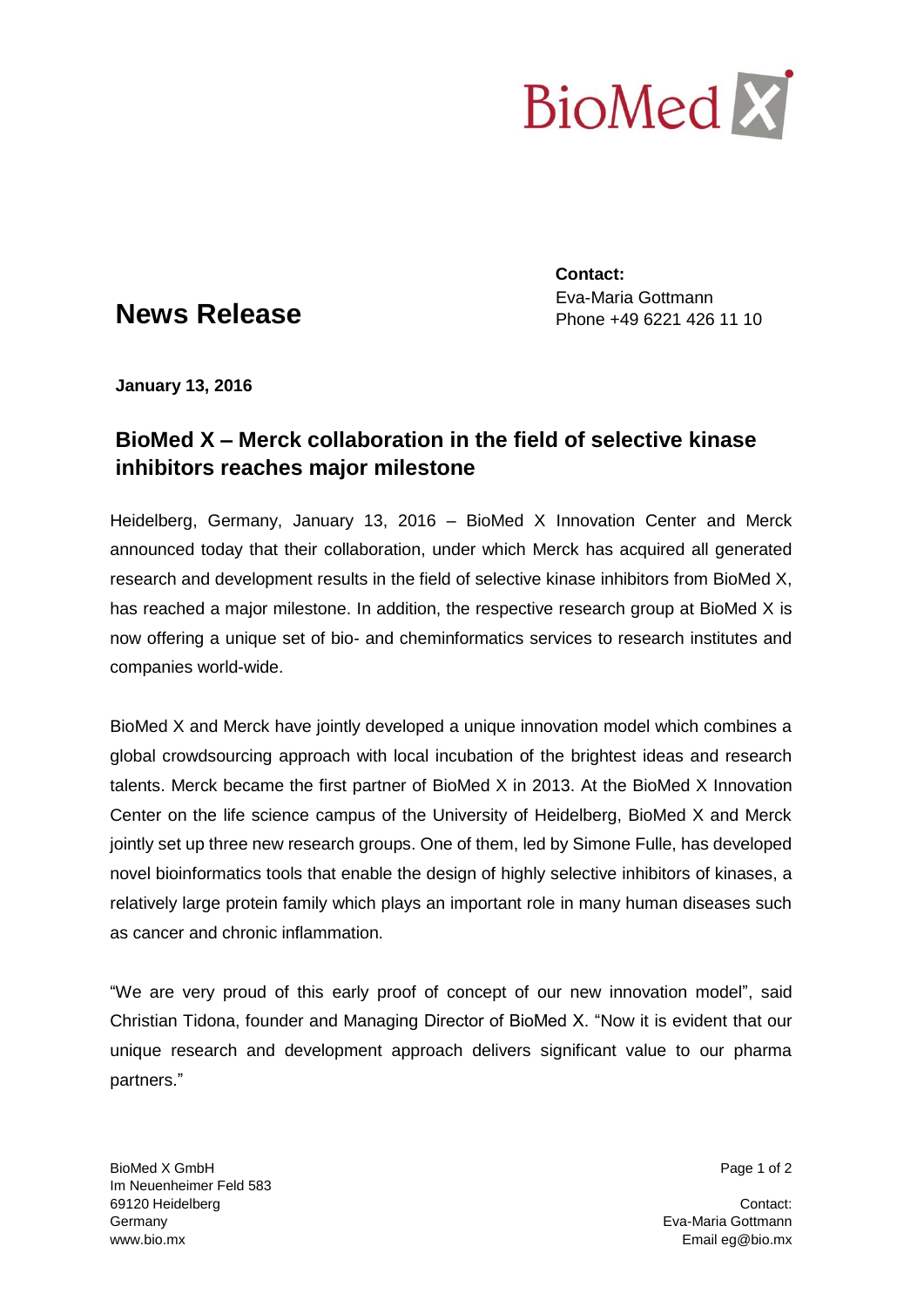BioMed X

# News Release

**Contact:**
Eva-Maria Gottmann
Phone +49 6221 426 11 10

**January 13, 2016**

## BioMed X – Merck collaboration in the field of selective kinase inhibitors reaches major milestone

Heidelberg, Germany, January 13, 2016 – BioMed X Innovation Center and Merck announced today that their collaboration, under which Merck has acquired all generated research and development results in the field of selective kinase inhibitors from BioMed X, has reached a major milestone. In addition, the respective research group at BioMed X is now offering a unique set of bio- and cheminformatics services to research institutes and companies world-wide.

BioMed X and Merck have jointly developed a unique innovation model which combines a global crowdsourcing approach with local incubation of the brightest ideas and research talents. Merck became the first partner of BioMed X in 2013. At the BioMed X Innovation Center on the life science campus of the University of Heidelberg, BioMed X and Merck jointly set up three new research groups. One of them, led by Simone Fulle, has developed novel bioinformatics tools that enable the design of highly selective inhibitors of kinases, a relatively large protein family which plays an important role in many human diseases such as cancer and chronic inflammation.

"We are very proud of this early proof of concept of our new innovation model", said Christian Tidona, founder and Managing Director of BioMed X. "Now it is evident that our unique research and development approach delivers significant value to our pharma partners."

BioMed X GmbH
Im Neuenheimer Feld 583
69120 Heidelberg
Germany
www.bio.mx

Contact:
Eva-Maria Gottmann
Email eg@bio.mx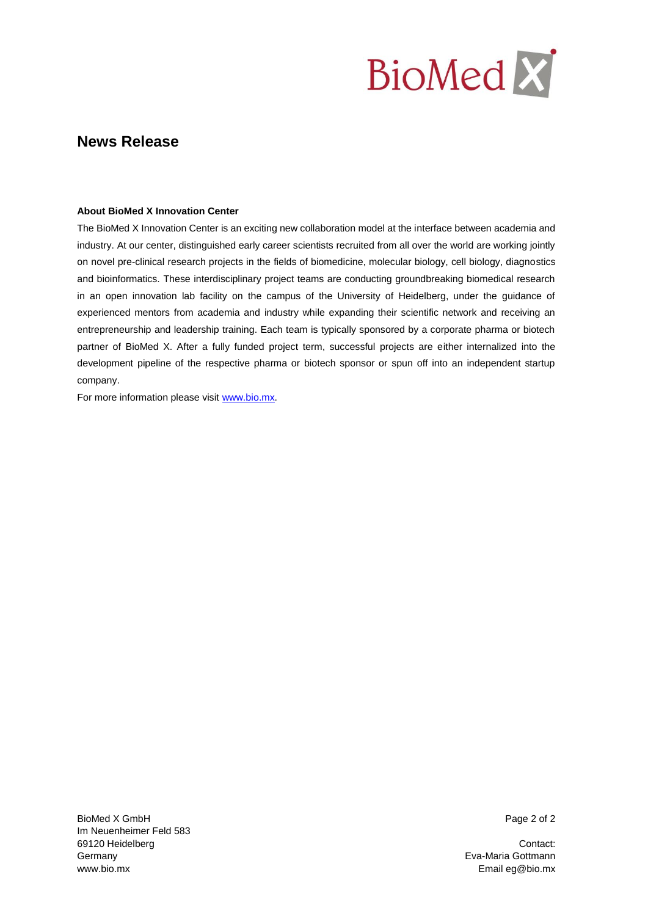## News Release

**About BioMed X Innovation Center**

The BioMed X Innovation Center is an exciting new collaboration model at the interface between academia and industry. At our center, distinguished early career scientists recruited from all over the world are working jointly on novel pre-clinical research projects in the fields of biomedicine, molecular biology, cell biology, diagnostics and bioinformatics. These interdisciplinary project teams are conducting groundbreaking biomedical research in an open innovation lab facility on the campus of the University of Heidelberg, under the guidance of experienced mentors from academia and industry while expanding their scientific network and receiving an entrepreneurship and leadership training. Each team is typically sponsored by a corporate pharma or biotech partner of BioMed X. After a fully funded project term, successful projects are either internalized into the development pipeline of the respective pharma or biotech sponsor or spun off into an independent startup company.

For more information please visit [www.bio.mx](http://www.bio.mx).

BioMed X GmbH
Im Neuenheimer Feld 583
69120 Heidelberg
Germany
www.bio.mx

Contact:
Eva-Maria Gottmann
Email eg@bio.mx